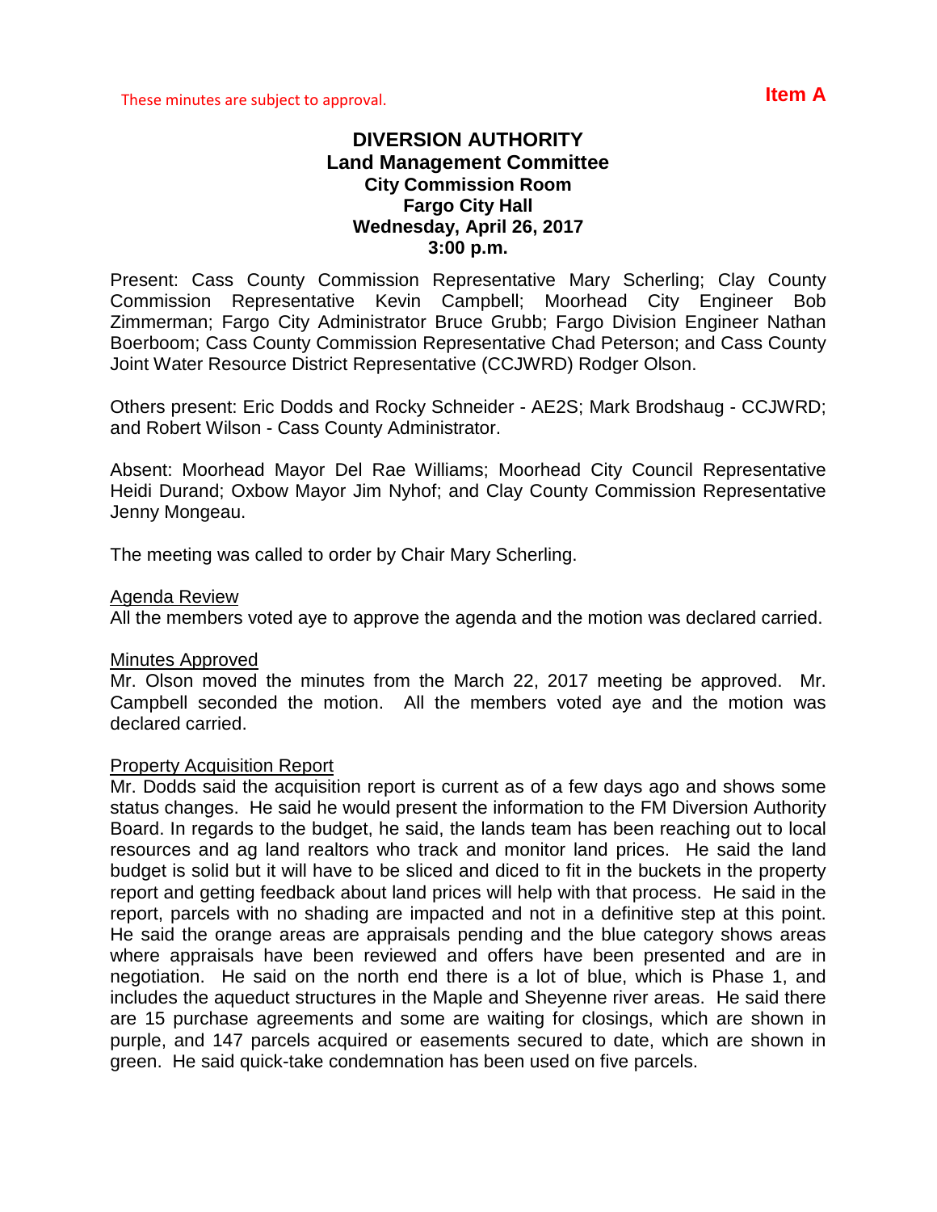These minutes are subject to approval.

**Item A**

# DIVERSION AUTHORITY
## Land Management Committee
### City Commission Room
### Fargo City Hall
### Wednesday, April 26, 2017
### 3:00 p.m.

Present: Cass County Commission Representative Mary Scherling; Clay County Commission Representative Kevin Campbell; Moorhead City Engineer Bob Zimmerman; Fargo City Administrator Bruce Grubb; Fargo Division Engineer Nathan Boerboom; Cass County Commission Representative Chad Peterson; and Cass County Joint Water Resource District Representative (CCJWRD) Rodger Olson.

Others present: Eric Dodds and Rocky Schneider - AE2S; Mark Brodshaug - CCJWRD; and Robert Wilson - Cass County Administrator.

Absent: Moorhead Mayor Del Rae Williams; Moorhead City Council Representative Heidi Durand; Oxbow Mayor Jim Nyhof; and Clay County Commission Representative Jenny Mongeau.

The meeting was called to order by Chair Mary Scherling.

<u>Agenda Review</u>
All the members voted aye to approve the agenda and the motion was declared carried.

<u>Minutes Approved</u>
Mr. Olson moved the minutes from the March 22, 2017 meeting be approved. Mr. Campbell seconded the motion. All the members voted aye and the motion was declared carried.

<u>Property Acquisition Report</u>
Mr. Dodds said the acquisition report is current as of a few days ago and shows some status changes. He said he would present the information to the FM Diversion Authority Board. In regards to the budget, he said, the lands team has been reaching out to local resources and ag land realtors who track and monitor land prices. He said the land budget is solid but it will have to be sliced and diced to fit in the buckets in the property report and getting feedback about land prices will help with that process. He said in the report, parcels with no shading are impacted and not in a definitive step at this point. He said the orange areas are appraisals pending and the blue category shows areas where appraisals have been reviewed and offers have been presented and are in negotiation. He said on the north end there is a lot of blue, which is Phase 1, and includes the aqueduct structures in the Maple and Sheyenne river areas. He said there are 15 purchase agreements and some are waiting for closings, which are shown in purple, and 147 parcels acquired or easements secured to date, which are shown in green. He said quick-take condemnation has been used on five parcels.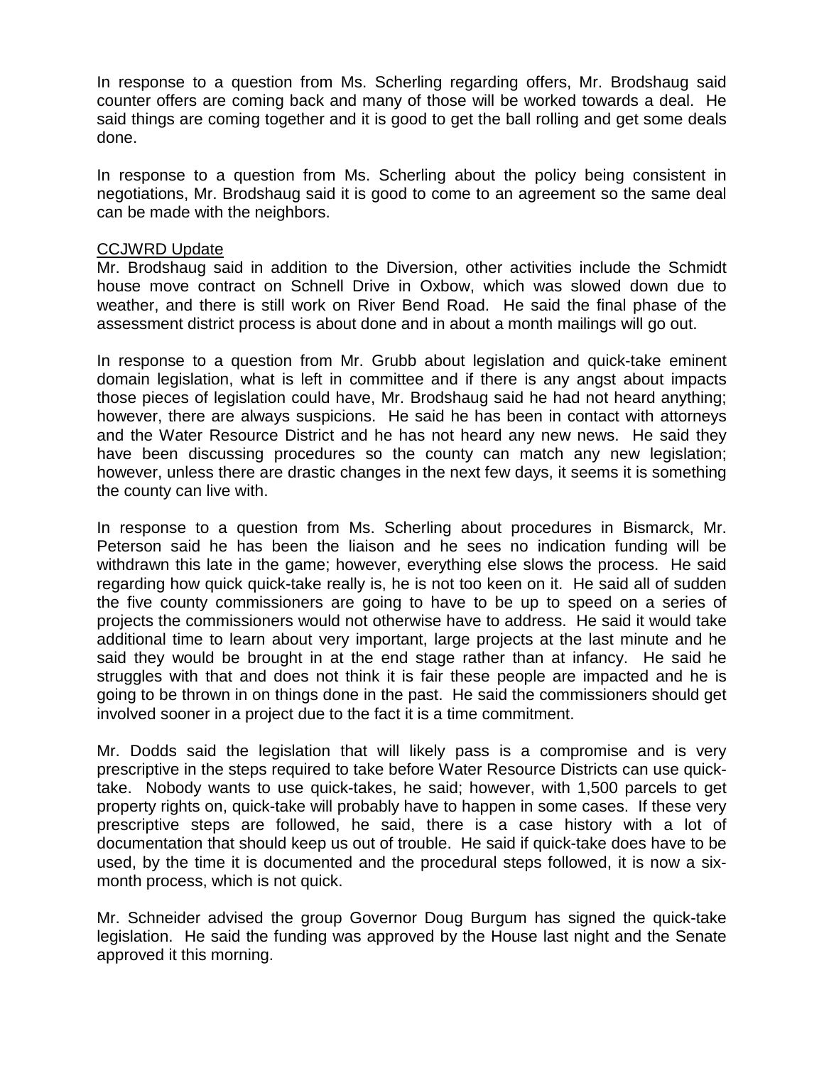In response to a question from Ms. Scherling regarding offers, Mr. Brodshaug said counter offers are coming back and many of those will be worked towards a deal. He said things are coming together and it is good to get the ball rolling and get some deals done.

In response to a question from Ms. Scherling about the policy being consistent in negotiations, Mr. Brodshaug said it is good to come to an agreement so the same deal can be made with the neighbors.

<u>CCJWRD Update</u>

Mr. Brodshaug said in addition to the Diversion, other activities include the Schmidt house move contract on Schnell Drive in Oxbow, which was slowed down due to weather, and there is still work on River Bend Road. He said the final phase of the assessment district process is about done and in about a month mailings will go out.

In response to a question from Mr. Grubb about legislation and quick-take eminent domain legislation, what is left in committee and if there is any angst about impacts those pieces of legislation could have, Mr. Brodshaug said he had not heard anything; however, there are always suspicions. He said he has been in contact with attorneys and the Water Resource District and he has not heard any new news. He said they have been discussing procedures so the county can match any new legislation; however, unless there are drastic changes in the next few days, it seems it is something the county can live with.

In response to a question from Ms. Scherling about procedures in Bismarck, Mr. Peterson said he has been the liaison and he sees no indication funding will be withdrawn this late in the game; however, everything else slows the process. He said regarding how quick quick-take really is, he is not too keen on it. He said all of sudden the five county commissioners are going to have to be up to speed on a series of projects the commissioners would not otherwise have to address. He said it would take additional time to learn about very important, large projects at the last minute and he said they would be brought in at the end stage rather than at infancy. He said he struggles with that and does not think it is fair these people are impacted and he is going to be thrown in on things done in the past. He said the commissioners should get involved sooner in a project due to the fact it is a time commitment.

Mr. Dodds said the legislation that will likely pass is a compromise and is very prescriptive in the steps required to take before Water Resource Districts can use quick-take. Nobody wants to use quick-takes, he said; however, with 1,500 parcels to get property rights on, quick-take will probably have to happen in some cases. If these very prescriptive steps are followed, he said, there is a case history with a lot of documentation that should keep us out of trouble. He said if quick-take does have to be used, by the time it is documented and the procedural steps followed, it is now a six-month process, which is not quick.

Mr. Schneider advised the group Governor Doug Burgum has signed the quick-take legislation. He said the funding was approved by the House last night and the Senate approved it this morning.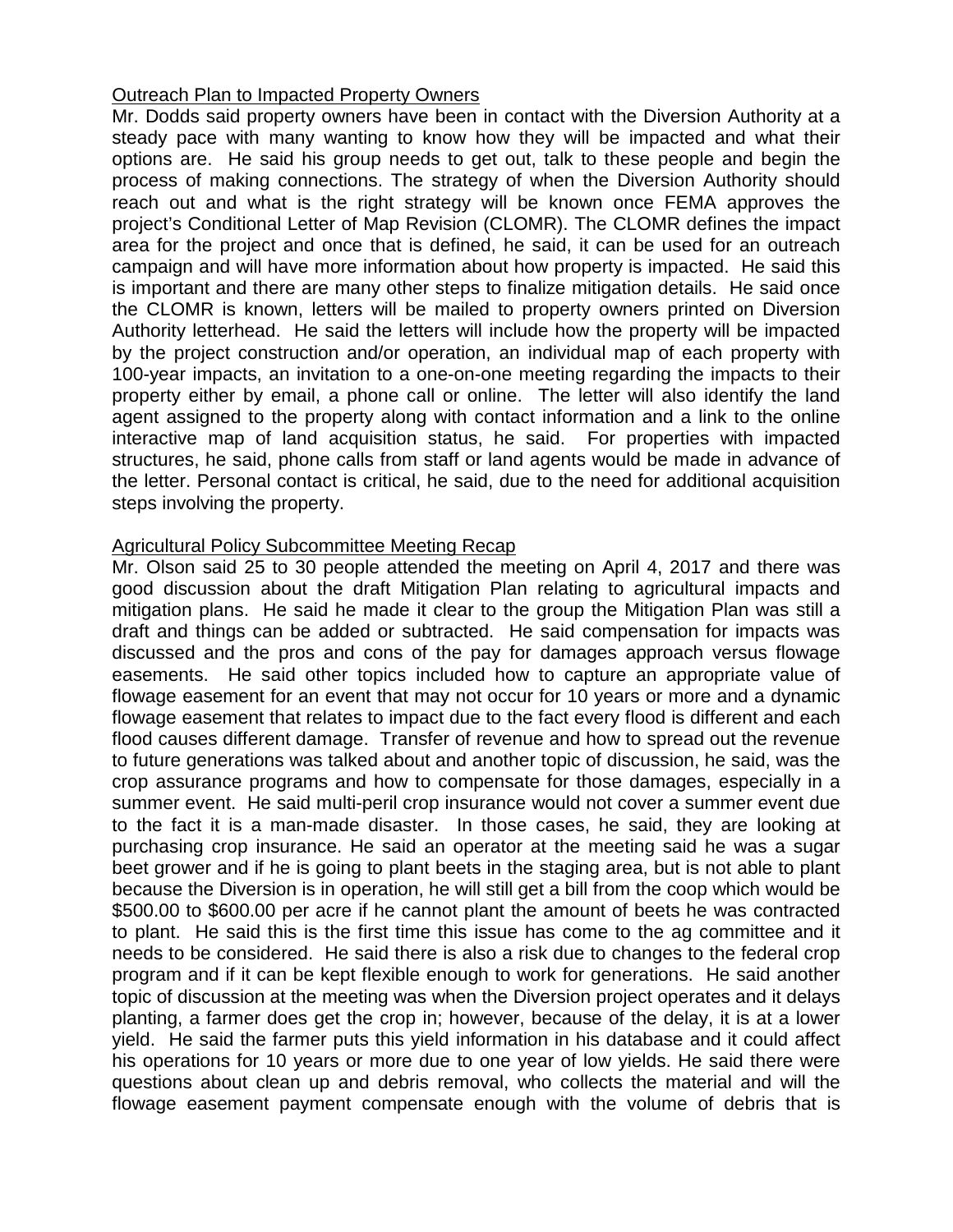Outreach Plan to Impacted Property Owners

Mr. Dodds said property owners have been in contact with the Diversion Authority at a steady pace with many wanting to know how they will be impacted and what their options are. He said his group needs to get out, talk to these people and begin the process of making connections. The strategy of when the Diversion Authority should reach out and what is the right strategy will be known once FEMA approves the project's Conditional Letter of Map Revision (CLOMR). The CLOMR defines the impact area for the project and once that is defined, he said, it can be used for an outreach campaign and will have more information about how property is impacted. He said this is important and there are many other steps to finalize mitigation details. He said once the CLOMR is known, letters will be mailed to property owners printed on Diversion Authority letterhead. He said the letters will include how the property will be impacted by the project construction and/or operation, an individual map of each property with 100-year impacts, an invitation to a one-on-one meeting regarding the impacts to their property either by email, a phone call or online. The letter will also identify the land agent assigned to the property along with contact information and a link to the online interactive map of land acquisition status, he said. For properties with impacted structures, he said, phone calls from staff or land agents would be made in advance of the letter. Personal contact is critical, he said, due to the need for additional acquisition steps involving the property.

Agricultural Policy Subcommittee Meeting Recap

Mr. Olson said 25 to 30 people attended the meeting on April 4, 2017 and there was good discussion about the draft Mitigation Plan relating to agricultural impacts and mitigation plans. He said he made it clear to the group the Mitigation Plan was still a draft and things can be added or subtracted. He said compensation for impacts was discussed and the pros and cons of the pay for damages approach versus flowage easements. He said other topics included how to capture an appropriate value of flowage easement for an event that may not occur for 10 years or more and a dynamic flowage easement that relates to impact due to the fact every flood is different and each flood causes different damage. Transfer of revenue and how to spread out the revenue to future generations was talked about and another topic of discussion, he said, was the crop assurance programs and how to compensate for those damages, especially in a summer event. He said multi-peril crop insurance would not cover a summer event due to the fact it is a man-made disaster. In those cases, he said, they are looking at purchasing crop insurance. He said an operator at the meeting said he was a sugar beet grower and if he is going to plant beets in the staging area, but is not able to plant because the Diversion is in operation, he will still get a bill from the coop which would be $500.00 to $600.00 per acre if he cannot plant the amount of beets he was contracted to plant. He said this is the first time this issue has come to the ag committee and it needs to be considered. He said there is also a risk due to changes to the federal crop program and if it can be kept flexible enough to work for generations. He said another topic of discussion at the meeting was when the Diversion project operates and it delays planting, a farmer does get the crop in; however, because of the delay, it is at a lower yield. He said the farmer puts this yield information in his database and it could affect his operations for 10 years or more due to one year of low yields. He said there were questions about clean up and debris removal, who collects the material and will the flowage easement payment compensate enough with the volume of debris that is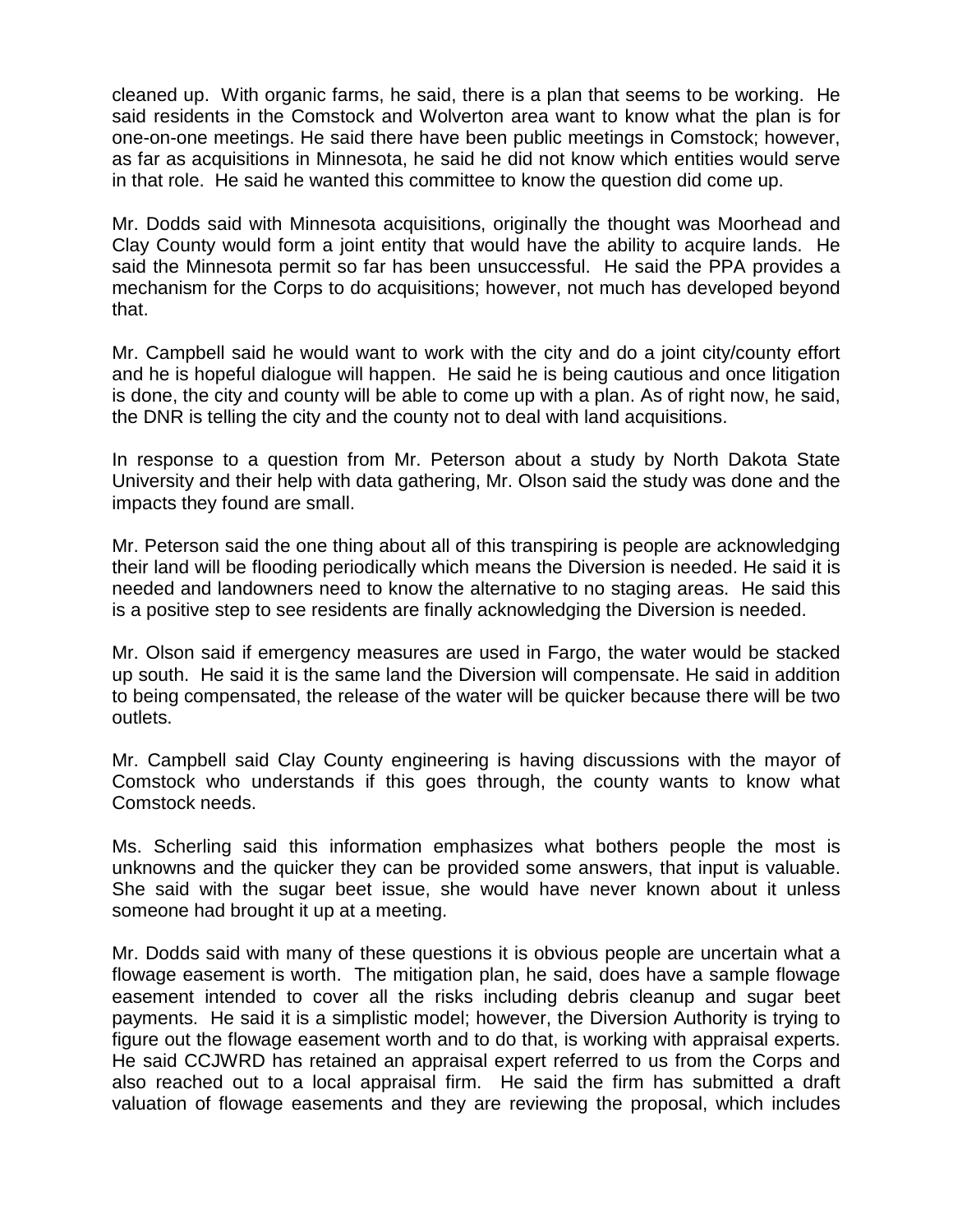cleaned up. With organic farms, he said, there is a plan that seems to be working. He said residents in the Comstock and Wolverton area want to know what the plan is for one-on-one meetings. He said there have been public meetings in Comstock; however, as far as acquisitions in Minnesota, he said he did not know which entities would serve in that role. He said he wanted this committee to know the question did come up.

Mr. Dodds said with Minnesota acquisitions, originally the thought was Moorhead and Clay County would form a joint entity that would have the ability to acquire lands. He said the Minnesota permit so far has been unsuccessful. He said the PPA provides a mechanism for the Corps to do acquisitions; however, not much has developed beyond that.

Mr. Campbell said he would want to work with the city and do a joint city/county effort and he is hopeful dialogue will happen. He said he is being cautious and once litigation is done, the city and county will be able to come up with a plan. As of right now, he said, the DNR is telling the city and the county not to deal with land acquisitions.

In response to a question from Mr. Peterson about a study by North Dakota State University and their help with data gathering, Mr. Olson said the study was done and the impacts they found are small.

Mr. Peterson said the one thing about all of this transpiring is people are acknowledging their land will be flooding periodically which means the Diversion is needed. He said it is needed and landowners need to know the alternative to no staging areas. He said this is a positive step to see residents are finally acknowledging the Diversion is needed.

Mr. Olson said if emergency measures are used in Fargo, the water would be stacked up south. He said it is the same land the Diversion will compensate. He said in addition to being compensated, the release of the water will be quicker because there will be two outlets.

Mr. Campbell said Clay County engineering is having discussions with the mayor of Comstock who understands if this goes through, the county wants to know what Comstock needs.

Ms. Scherling said this information emphasizes what bothers people the most is unknowns and the quicker they can be provided some answers, that input is valuable. She said with the sugar beet issue, she would have never known about it unless someone had brought it up at a meeting.

Mr. Dodds said with many of these questions it is obvious people are uncertain what a flowage easement is worth. The mitigation plan, he said, does have a sample flowage easement intended to cover all the risks including debris cleanup and sugar beet payments. He said it is a simplistic model; however, the Diversion Authority is trying to figure out the flowage easement worth and to do that, is working with appraisal experts. He said CCJWRD has retained an appraisal expert referred to us from the Corps and also reached out to a local appraisal firm. He said the firm has submitted a draft valuation of flowage easements and they are reviewing the proposal, which includes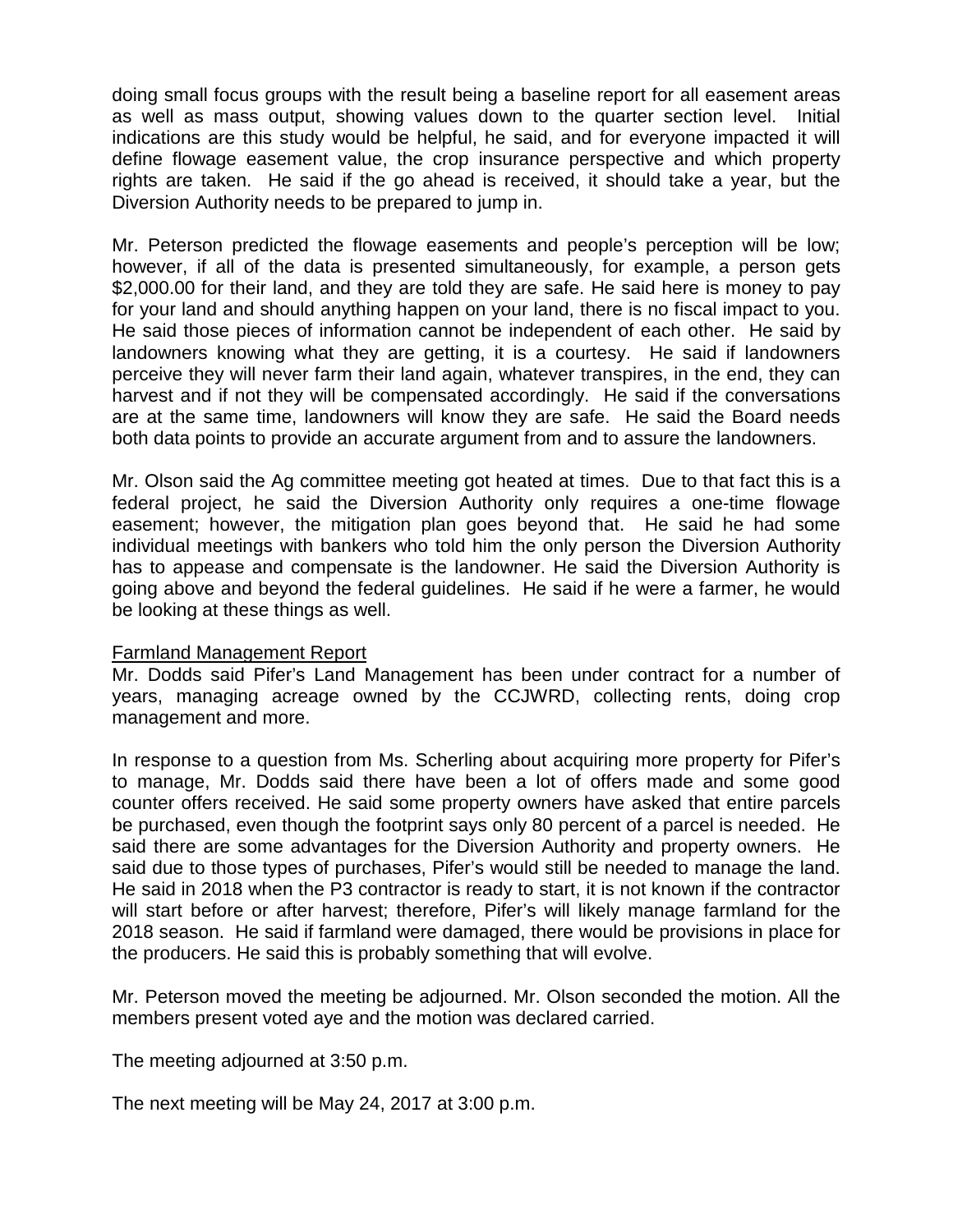doing small focus groups with the result being a baseline report for all easement areas as well as mass output, showing values down to the quarter section level. Initial indications are this study would be helpful, he said, and for everyone impacted it will define flowage easement value, the crop insurance perspective and which property rights are taken. He said if the go ahead is received, it should take a year, but the Diversion Authority needs to be prepared to jump in.

Mr. Peterson predicted the flowage easements and people's perception will be low; however, if all of the data is presented simultaneously, for example, a person gets \$2,000.00 for their land, and they are told they are safe. He said here is money to pay for your land and should anything happen on your land, there is no fiscal impact to you. He said those pieces of information cannot be independent of each other. He said by landowners knowing what they are getting, it is a courtesy. He said if landowners perceive they will never farm their land again, whatever transpires, in the end, they can harvest and if not they will be compensated accordingly. He said if the conversations are at the same time, landowners will know they are safe. He said the Board needs both data points to provide an accurate argument from and to assure the landowners.

Mr. Olson said the Ag committee meeting got heated at times. Due to that fact this is a federal project, he said the Diversion Authority only requires a one-time flowage easement; however, the mitigation plan goes beyond that. He said he had some individual meetings with bankers who told him the only person the Diversion Authority has to appease and compensate is the landowner. He said the Diversion Authority is going above and beyond the federal guidelines. He said if he were a farmer, he would be looking at these things as well.

<u>Farmland Management Report</u>

Mr. Dodds said Pifer's Land Management has been under contract for a number of years, managing acreage owned by the CCJWRD, collecting rents, doing crop management and more.

In response to a question from Ms. Scherling about acquiring more property for Pifer's to manage, Mr. Dodds said there have been a lot of offers made and some good counter offers received. He said some property owners have asked that entire parcels be purchased, even though the footprint says only 80 percent of a parcel is needed. He said there are some advantages for the Diversion Authority and property owners. He said due to those types of purchases, Pifer's would still be needed to manage the land. He said in 2018 when the P3 contractor is ready to start, it is not known if the contractor will start before or after harvest; therefore, Pifer's will likely manage farmland for the 2018 season. He said if farmland were damaged, there would be provisions in place for the producers. He said this is probably something that will evolve.

Mr. Peterson moved the meeting be adjourned. Mr. Olson seconded the motion. All the members present voted aye and the motion was declared carried.

The meeting adjourned at 3:50 p.m.

The next meeting will be May 24, 2017 at 3:00 p.m.